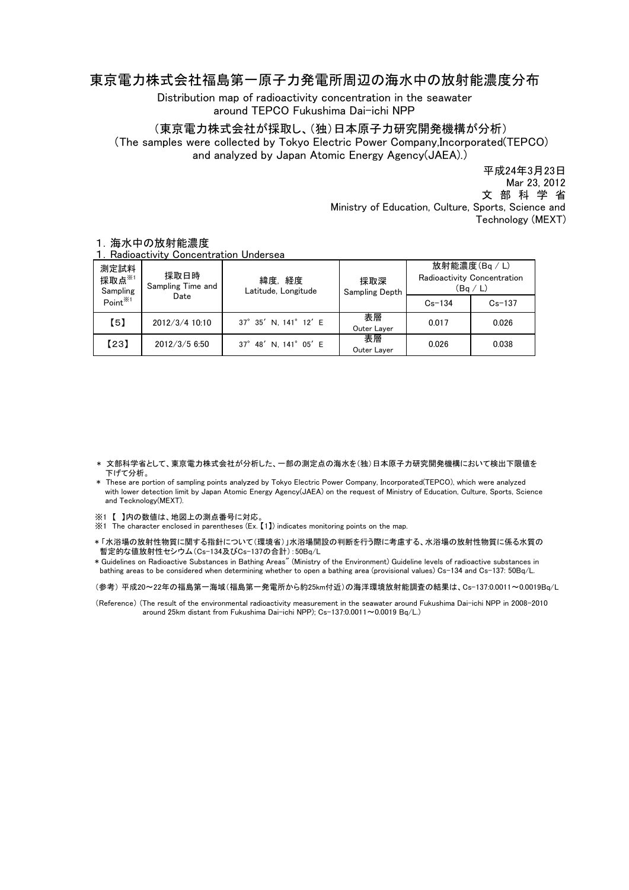# 東京電力株式会社福島第一原子力発電所周辺の海水中の放射能濃度分布

Distribution map of radioactivity concentration in the seawater around TEPCO Fukushima Dai-ichi NPP

（東京電力株式会社が採取し、（独）日本原子力研究開発機構が分析）

(The samples were collected by Tokyo Electric Power Company,Incorporated(TEPCO) and analyzed by Japan Atomic Energy Agency(JAEA).)

平成24年3月23日
Mar 23, 2012
文 部 科 学 省
Ministry of Education, Culture, Sports, Science and Technology (MEXT)

## 1．海水中の放射能濃度
## 1．Radioactivity Concentration Undersea

| 測定試料採取点※1 Sampling Point※1 | 採取日時 Sampling Time and Date | 緯度，経度 Latitude, Longitude | 採取深 Sampling Depth | 放射能濃度(Bq / L) Radioactivity Concentration (Bq / L) | |
|---|---|---|---|---|---|
| | | | | Cs-134 | Cs-137 |
| 【5】 | 2012/3/4 10:10 | 37° 35′ N, 141° 12′ E | 表層 Outer Layer | 0.017 | 0.026 |
| 【23】 | 2012/3/5 6:50 | 37° 48′ N, 141° 05′ E | 表層 Outer Layer | 0.026 | 0.038 |

＊ 文部科学省として、東京電力株式会社が分析した、一部の測定点の海水を(独)日本原子力研究開発機構において検出下限値を下げて分析。

＊ These are portion of sampling points analyzed by Tokyo Electric Power Company, Incorporated(TEPCO), which were analyzed with lower detection limit by Japan Atomic Energy Agency(JAEA) on the request of Ministry of Education, Culture, Sports, Science and Tecknology(MEXT).

※1 【 】内の数値は、地図上の測点番号に対応。

※1 The character enclosed in parentheses (Ex.【1】) indicates monitoring points on the map.

＊「水浴場の放射性物質に関する指針について（環境省）」水浴場開設の判断を行う際に考慮する、水浴場の放射性物質に係る水質の暫定的な値放射性セシウム（Cs-134及びCs-137の合計）：50Bq/L

＊ Guidelines on Radioactive Substances in Bathing Areas" (Ministry of the Environment) Guideline levels of radioactive substances in bathing areas to be considered when determining whether to open a bathing area (provisional values) Cs-134 and Cs-137: 50Bq/L.

（参考） 平成20～22年の福島第一海域（福島第一発電所から約25km付近）の海洋環境放射能調査の結果は、Cs-137:0.0011～0.0019Bq/L

(Reference) (The result of the environmental radioactivity measurement in the seawater around Fukushima Dai-ichi NPP in 2008-2010 around 25km distant from Fukushima Dai-ichi NPP); Cs-137:0.0011～0.0019 Bq/L.)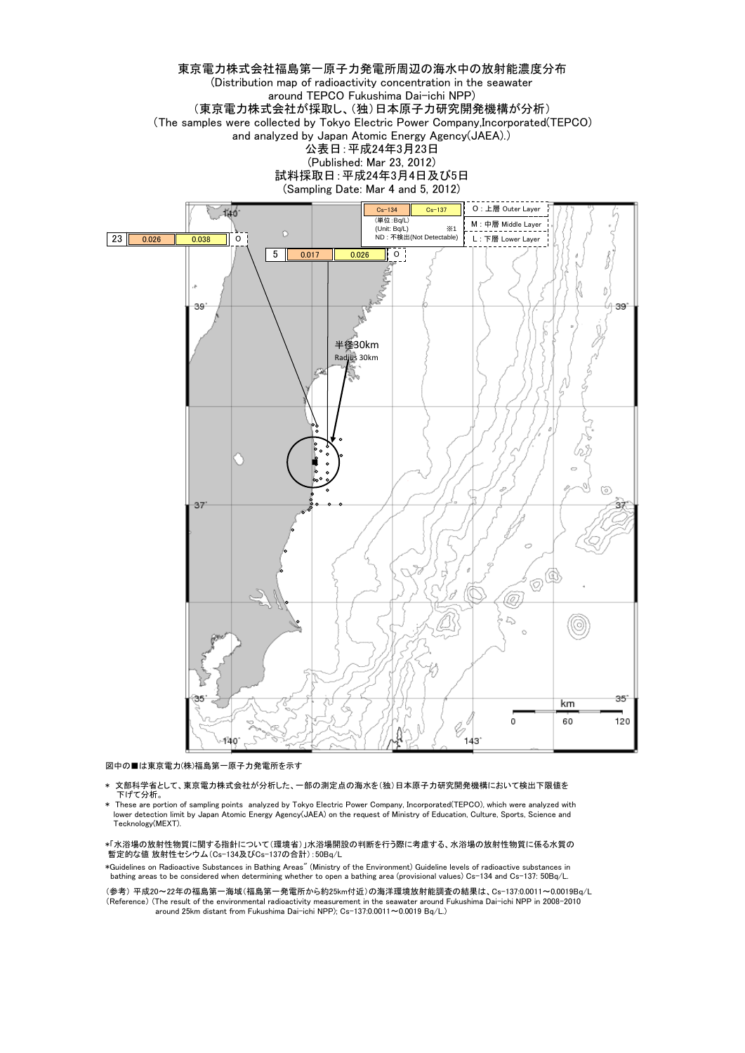# 東京電力株式会社福島第一原子力発電所周辺の海水中の放射能濃度分布

(Distribution map of radioactivity concentration in the seawater around TEPCO Fukushima Dai-ichi NPP)

(東京電力株式会社が採取し、(独)日本原子力研究開発機構が分析)

(The samples were collected by Tokyo Electric Power Company,Incorporated(TEPCO) and analyzed by Japan Atomic Energy Agency(JAEA).)

公表日：平成24年3月23日

(Published: Mar 23, 2012)

試料採取日：平成24年3月4日及び5日

(Sampling Date: Mar 4 and 5, 2012)

| 測定点 | Cs-134 | Cs-137 | 層 |
|---|---|---|---|
| 23 | 0.026 | 0.038 | O |
| 5 | 0.017 | 0.026 | O |

(単位：Bq/L)
(Unit: Bq/L) ※1
ND：不検出(Not Detectable)

O：上層 Outer Layer
M：中層 Middle Layer
L：下層 Lower Layer

半径30km
Radius 30km

図中の■は東京電力(株)福島第一原子力発電所を示す

\* 文部科学省として、東京電力株式会社が分析した、一部の測定点の海水を(独)日本原子力研究開発機構において検出下限値を下げて分析。

\* These are portion of sampling points analyzed by Tokyo Electric Power Company, Incorporated(TEPCO), which were analyzed with lower detection limit by Japan Atomic Energy Agency(JAEA) on the request of Ministry of Education, Culture, Sports, Science and Tecknology(MEXT).

\*「水浴場の放射性物質に関する指針について(環境省)」水浴場開設の判断を行う際に考慮する、水浴場の放射性物質に係る水質の暫定的な値 放射性セシウム(Cs-134及びCs-137の合計)：50Bq/L

\*Guidelines on Radioactive Substances in Bathing Areas" (Ministry of the Environment) Guideline levels of radioactive substances in bathing areas to be considered when determining whether to open a bathing area (provisional values) Cs-134 and Cs-137: 50Bq/L.

(参考) 平成20～22年の福島第一海域(福島第一発電所から約25km付近)の海洋環境放射能調査の結果は、Cs-137:0.0011～0.0019Bq/L
(Reference) (The result of the environmental radioactivity measurement in the seawater around Fukushima Dai-ichi NPP in 2008-2010 around 25km distant from Fukushima Dai-ichi NPP); Cs-137:0.0011～0.0019 Bq/L.)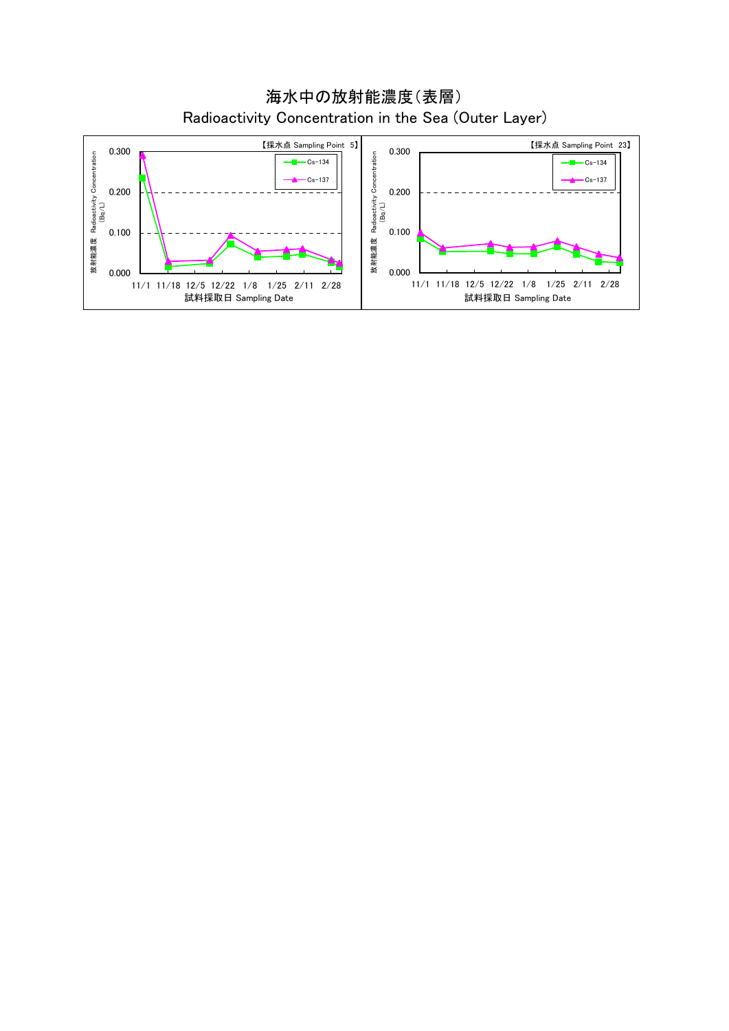# 海水中の放射能濃度(表層)

Radioactivity Concentration in the Sea (Outer Layer)

【採水点 Sampling Point 5】

放射能濃度 Radioactivity Concentration (Bq/L)

0.300
0.200
0.100
0.000

Cs-134
Cs-137

11/1 11/18 12/5 12/22 1/8 1/25 2/11 2/28

試料採取日 Sampling Date

【採水点 Sampling Point 23】

放射能濃度 Radioactivity Concentration (Bq/L)

0.300
0.200
0.100
0.000

Cs-134
Cs-137

11/1 11/18 12/5 12/22 1/8 1/25 2/11 2/28

試料採取日 Sampling Date